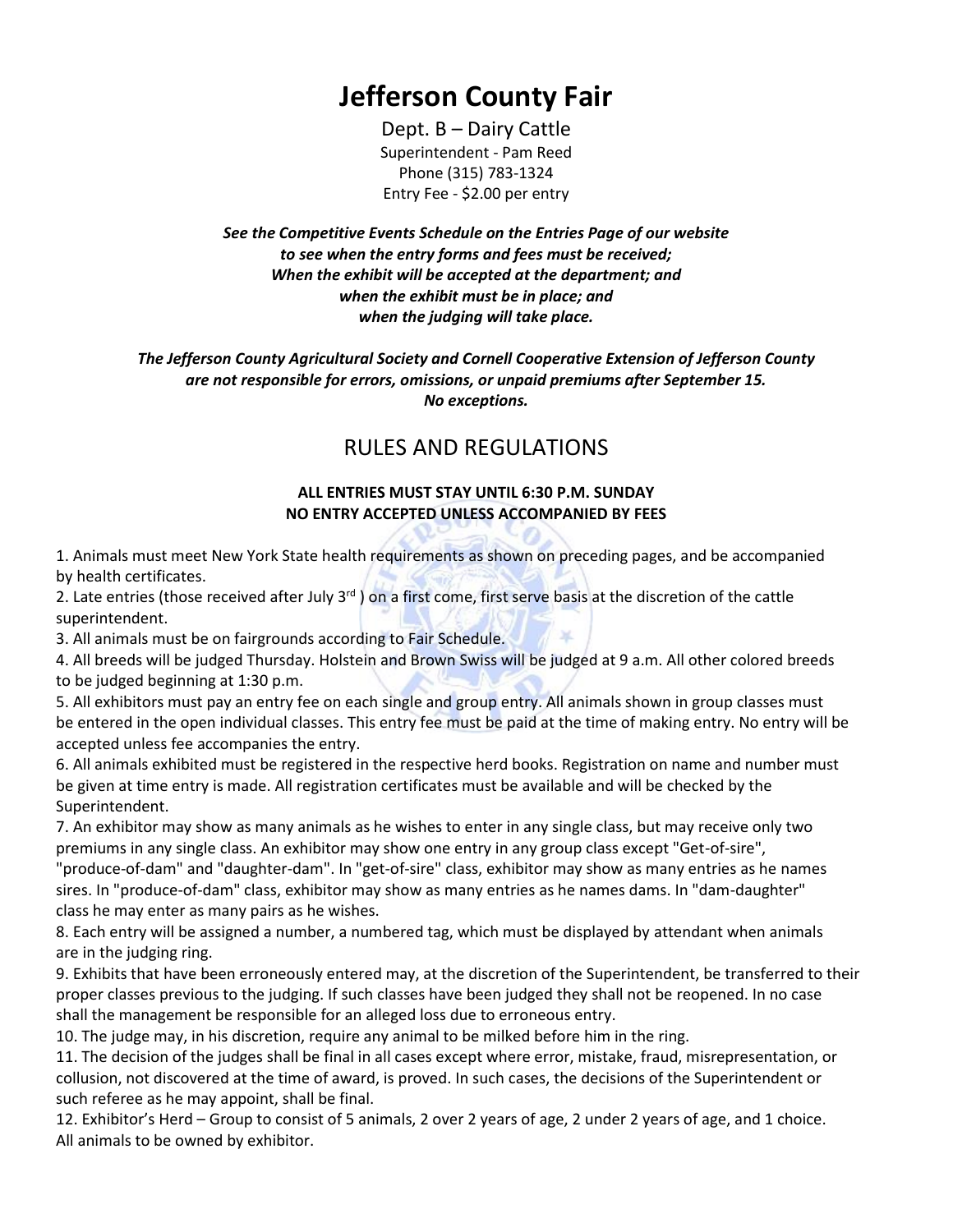# Jefferson County Fair

Dept. B – Dairy Cattle
Superintendent - Pam Reed
Phone (315) 783-1324
Entry Fee - $2.00 per entry

***See the Competitive Events Schedule on the Entries Page of our website to see when the entry forms and fees must be received; When the exhibit will be accepted at the department; and when the exhibit must be in place; and when the judging will take place.***

***The Jefferson County Agricultural Society and Cornell Cooperative Extension of Jefferson County are not responsible for errors, omissions, or unpaid premiums after September 15. No exceptions.***

## RULES AND REGULATIONS

**ALL ENTRIES MUST STAY UNTIL 6:30 P.M. SUNDAY**
**NO ENTRY ACCEPTED UNLESS ACCOMPANIED BY FEES**

1. Animals must meet New York State health requirements as shown on preceding pages, and be accompanied by health certificates.
2. Late entries (those received after July 3rd ) on a first come, first serve basis at the discretion of the cattle superintendent.
3. All animals must be on fairgrounds according to Fair Schedule.
4. All breeds will be judged Thursday. Holstein and Brown Swiss will be judged at 9 a.m. All other colored breeds to be judged beginning at 1:30 p.m.
5. All exhibitors must pay an entry fee on each single and group entry. All animals shown in group classes must be entered in the open individual classes. This entry fee must be paid at the time of making entry. No entry will be accepted unless fee accompanies the entry.
6. All animals exhibited must be registered in the respective herd books. Registration on name and number must be given at time entry is made. All registration certificates must be available and will be checked by the Superintendent.
7. An exhibitor may show as many animals as he wishes to enter in any single class, but may receive only two premiums in any single class. An exhibitor may show one entry in any group class except "Get-of-sire", "produce-of-dam" and "daughter-dam". In "get-of-sire" class, exhibitor may show as many entries as he names sires. In "produce-of-dam" class, exhibitor may show as many entries as he names dams. In "dam-daughter" class he may enter as many pairs as he wishes.
8. Each entry will be assigned a number, a numbered tag, which must be displayed by attendant when animals are in the judging ring.
9. Exhibits that have been erroneously entered may, at the discretion of the Superintendent, be transferred to their proper classes previous to the judging. If such classes have been judged they shall not be reopened. In no case shall the management be responsible for an alleged loss due to erroneous entry.
10. The judge may, in his discretion, require any animal to be milked before him in the ring.
11. The decision of the judges shall be final in all cases except where error, mistake, fraud, misrepresentation, or collusion, not discovered at the time of award, is proved. In such cases, the decisions of the Superintendent or such referee as he may appoint, shall be final.
12. Exhibitor's Herd – Group to consist of 5 animals, 2 over 2 years of age, 2 under 2 years of age, and 1 choice. All animals to be owned by exhibitor.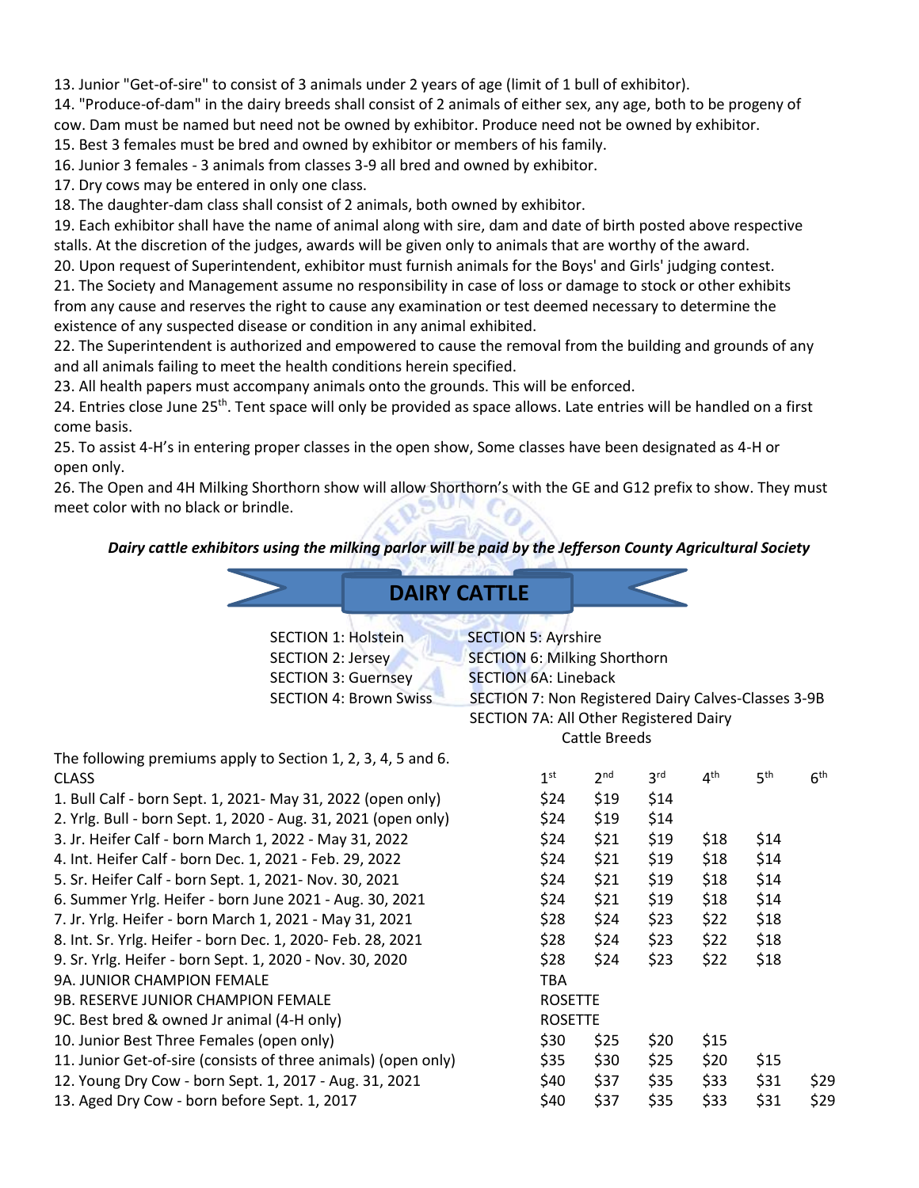13. Junior "Get-of-sire" to consist of 3 animals under 2 years of age (limit of 1 bull of exhibitor).
14. "Produce-of-dam" in the dairy breeds shall consist of 2 animals of either sex, any age, both to be progeny of cow. Dam must be named but need not be owned by exhibitor. Produce need not be owned by exhibitor.
15. Best 3 females must be bred and owned by exhibitor or members of his family.
16. Junior 3 females - 3 animals from classes 3-9 all bred and owned by exhibitor.
17. Dry cows may be entered in only one class.
18. The daughter-dam class shall consist of 2 animals, both owned by exhibitor.
19. Each exhibitor shall have the name of animal along with sire, dam and date of birth posted above respective stalls. At the discretion of the judges, awards will be given only to animals that are worthy of the award.
20. Upon request of Superintendent, exhibitor must furnish animals for the Boys' and Girls' judging contest.
21. The Society and Management assume no responsibility in case of loss or damage to stock or other exhibits from any cause and reserves the right to cause any examination or test deemed necessary to determine the existence of any suspected disease or condition in any animal exhibited.
22. The Superintendent is authorized and empowered to cause the removal from the building and grounds of any and all animals failing to meet the health conditions herein specified.
23. All health papers must accompany animals onto the grounds. This will be enforced.
24. Entries close June 25th. Tent space will only be provided as space allows. Late entries will be handled on a first come basis.
25. To assist 4-H's in entering proper classes in the open show, Some classes have been designated as 4-H or open only.
26. The Open and 4H Milking Shorthorn show will allow Shorthorn's with the GE and G12 prefix to show. They must meet color with no black or brindle.

***Dairy cattle exhibitors using the milking parlor will be paid by the Jefferson County Agricultural Society***

# DAIRY CATTLE

SECTION 1: Holstein
SECTION 2: Jersey
SECTION 3: Guernsey
SECTION 4: Brown Swiss
SECTION 5: Ayrshire
SECTION 6: Milking Shorthorn
SECTION 6A: Lineback
SECTION 7: Non Registered Dairy Calves-Classes 3-9B
SECTION 7A: All Other Registered Dairy Cattle Breeds

The following premiums apply to Section 1, 2, 3, 4, 5 and 6.

| CLASS | 1st | 2nd | 3rd | 4th | 5th | 6th |
|---|---|---|---|---|---|---|
| 1. Bull Calf - born Sept. 1, 2021- May 31, 2022 (open only) | $24 | $19 | $14 | | | |
| 2. Yrlg. Bull - born Sept. 1, 2020 - Aug. 31, 2021 (open only) | $24 | $19 | $14 | | | |
| 3. Jr. Heifer Calf - born March 1, 2022 - May 31, 2022 | $24 | $21 | $19 | $18 | $14 | |
| 4. Int. Heifer Calf - born Dec. 1, 2021 - Feb. 29, 2022 | $24 | $21 | $19 | $18 | $14 | |
| 5. Sr. Heifer Calf - born Sept. 1, 2021- Nov. 30, 2021 | $24 | $21 | $19 | $18 | $14 | |
| 6. Summer Yrlg. Heifer - born June 2021 - Aug. 30, 2021 | $24 | $21 | $19 | $18 | $14 | |
| 7. Jr. Yrlg. Heifer - born March 1, 2021 - May 31, 2021 | $28 | $24 | $23 | $22 | $18 | |
| 8. Int. Sr. Yrlg. Heifer - born Dec. 1, 2020- Feb. 28, 2021 | $28 | $24 | $23 | $22 | $18 | |
| 9. Sr. Yrlg. Heifer - born Sept. 1, 2020 - Nov. 30, 2020 | $28 | $24 | $23 | $22 | $18 | |
| 9A. JUNIOR CHAMPION FEMALE | TBA | | | | | |
| 9B. RESERVE JUNIOR CHAMPION FEMALE | ROSETTE | | | | | |
| 9C. Best bred & owned Jr animal (4-H only) | ROSETTE | | | | | |
| 10. Junior Best Three Females (open only) | $30 | $25 | $20 | $15 | | |
| 11. Junior Get-of-sire (consists of three animals) (open only) | $35 | $30 | $25 | $20 | $15 | |
| 12. Young Dry Cow - born Sept. 1, 2017 - Aug. 31, 2021 | $40 | $37 | $35 | $33 | $31 | $29 |
| 13. Aged Dry Cow - born before Sept. 1, 2017 | $40 | $37 | $35 | $33 | $31 | $29 |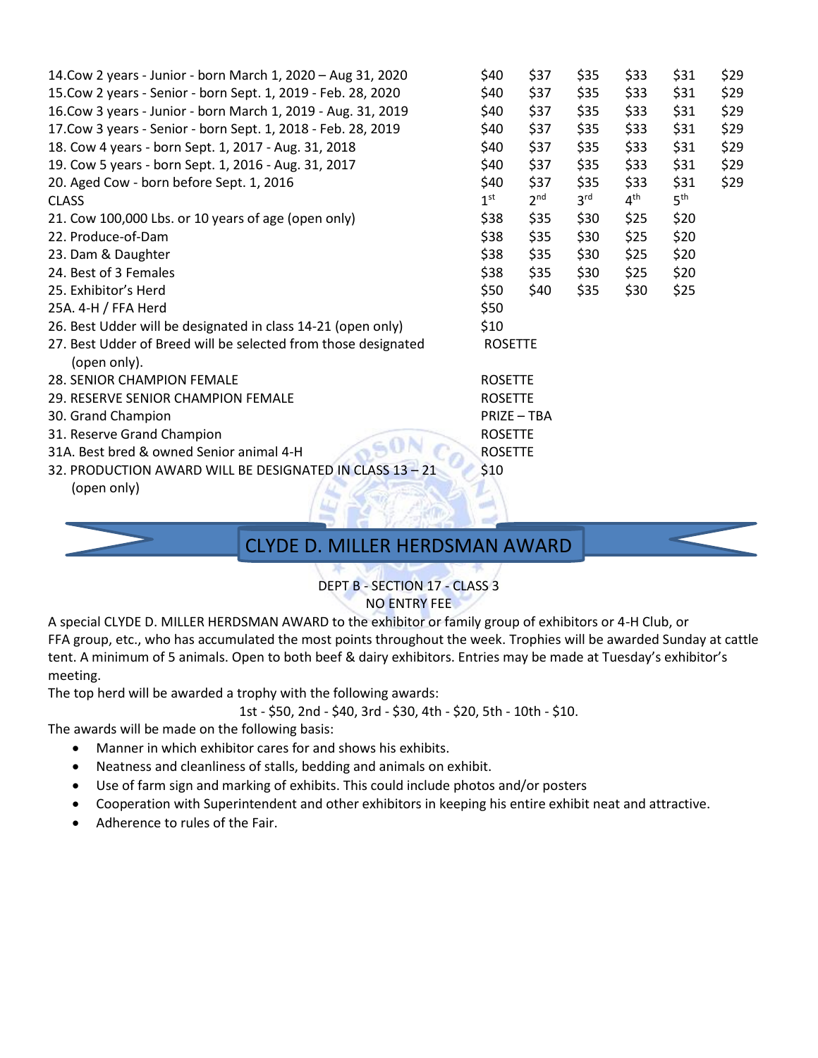| | | | | | | |
|---|---|---|---|---|---|---|
| 14.Cow 2 years - Junior - born March 1, 2020 – Aug 31, 2020 | $40 | $37 | $35 | $33 | $31 | $29 |
| 15.Cow 2 years - Senior - born Sept. 1, 2019 - Feb. 28, 2020 | $40 | $37 | $35 | $33 | $31 | $29 |
| 16.Cow 3 years - Junior - born March 1, 2019 - Aug. 31, 2019 | $40 | $37 | $35 | $33 | $31 | $29 |
| 17.Cow 3 years - Senior - born Sept. 1, 2018 - Feb. 28, 2019 | $40 | $37 | $35 | $33 | $31 | $29 |
| 18. Cow 4 years - born Sept. 1, 2017 - Aug. 31, 2018 | $40 | $37 | $35 | $33 | $31 | $29 |
| 19. Cow 5 years - born Sept. 1, 2016 - Aug. 31, 2017 | $40 | $37 | $35 | $33 | $31 | $29 |
| 20. Aged Cow - born before Sept. 1, 2016 | $40 | $37 | $35 | $33 | $31 | $29 |
| CLASS | 1st | 2nd | 3rd | 4th | 5th | |
| 21. Cow 100,000 Lbs. or 10 years of age (open only) | $38 | $35 | $30 | $25 | $20 | |
| 22. Produce-of-Dam | $38 | $35 | $30 | $25 | $20 | |
| 23. Dam & Daughter | $38 | $35 | $30 | $25 | $20 | |
| 24. Best of 3 Females | $38 | $35 | $30 | $25 | $20 | |
| 25. Exhibitor's Herd | $50 | $40 | $35 | $30 | $25 | |
| 25A. 4-H / FFA Herd | $50 | | | | | |
| 26. Best Udder will be designated in class 14-21 (open only) | $10 | | | | | |
| 27. Best Udder of Breed will be selected from those designated (open only). | ROSETTE | | | | | |
| 28. SENIOR CHAMPION FEMALE | ROSETTE | | | | | |
| 29. RESERVE SENIOR CHAMPION FEMALE | ROSETTE | | | | | |
| 30. Grand Champion | PRIZE – TBA | | | | | |
| 31. Reserve Grand Champion | ROSETTE | | | | | |
| 31A. Best bred & owned Senior animal 4-H | ROSETTE | | | | | |
| 32. PRODUCTION AWARD WILL BE DESIGNATED IN CLASS 13 – 21 (open only) | $10 | | | | | |

## CLYDE D. MILLER HERDSMAN AWARD

DEPT B - SECTION 17 - CLASS 3
NO ENTRY FEE

A special CLYDE D. MILLER HERDSMAN AWARD to the exhibitor or family group of exhibitors or 4-H Club, or FFA group, etc., who has accumulated the most points throughout the week. Trophies will be awarded Sunday at cattle tent. A minimum of 5 animals. Open to both beef & dairy exhibitors. Entries may be made at Tuesday's exhibitor's meeting.

The top herd will be awarded a trophy with the following awards:

1st - $50, 2nd - $40, 3rd - $30, 4th - $20, 5th - 10th - $10.

The awards will be made on the following basis:

- Manner in which exhibitor cares for and shows his exhibits.
- Neatness and cleanliness of stalls, bedding and animals on exhibit.
- Use of farm sign and marking of exhibits. This could include photos and/or posters
- Cooperation with Superintendent and other exhibitors in keeping his entire exhibit neat and attractive.
- Adherence to rules of the Fair.